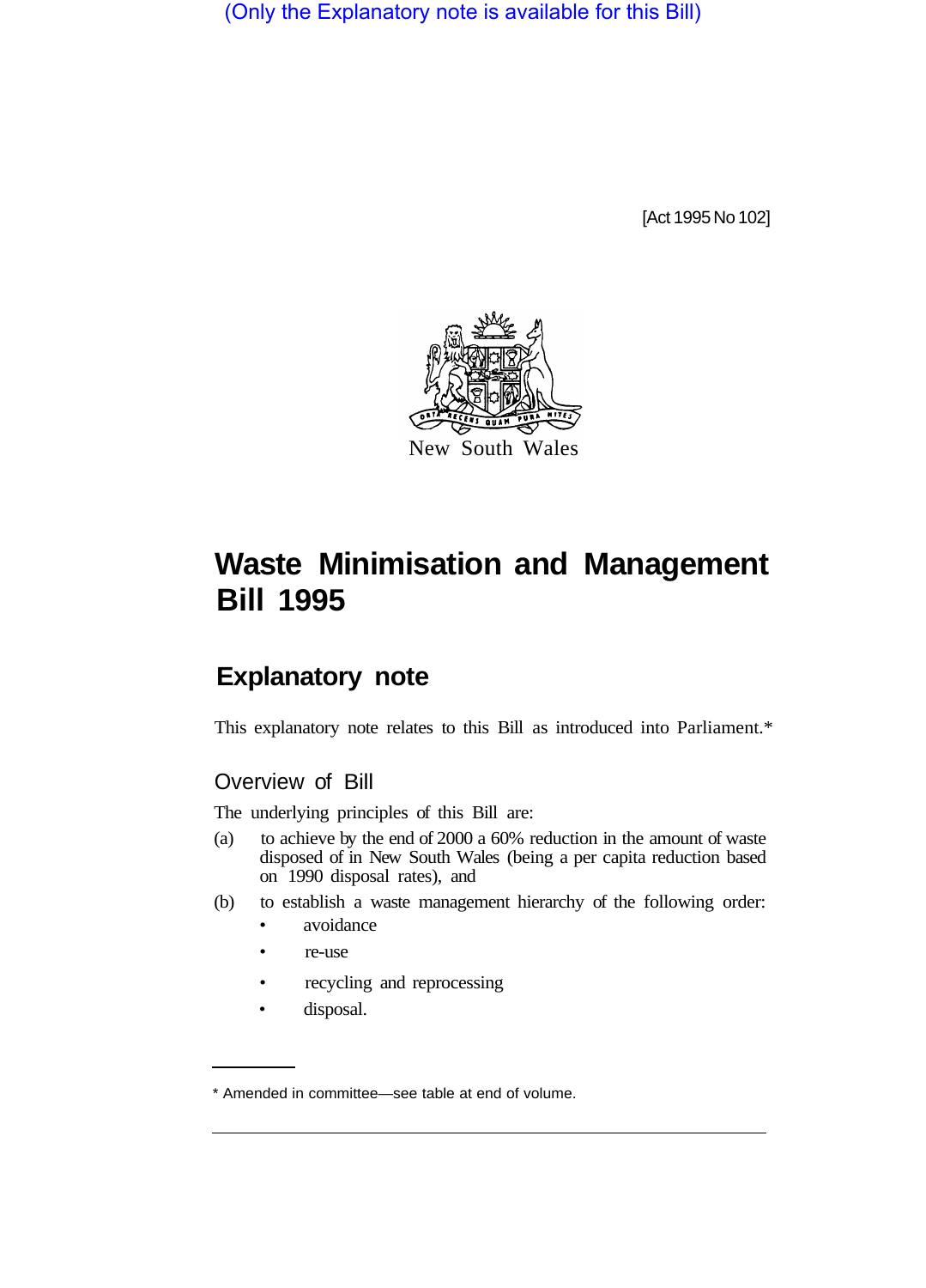(Only the Explanatory note is available for this Bill)

[Act 1995 No 102]

New South Wales

# Waste Minimisation and Management Bill 1995

## Explanatory note

This explanatory note relates to this Bill as introduced into Parliament.*

### Overview of Bill

The underlying principles of this Bill are:

(a) to achieve by the end of 2000 a 60% reduction in the amount of waste disposed of in New South Wales (being a per capita reduction based on 1990 disposal rates), and

(b) to establish a waste management hierarchy of the following order:

- avoidance
- re-use
- recycling and reprocessing
- disposal.

* Amended in committee—see table at end of volume.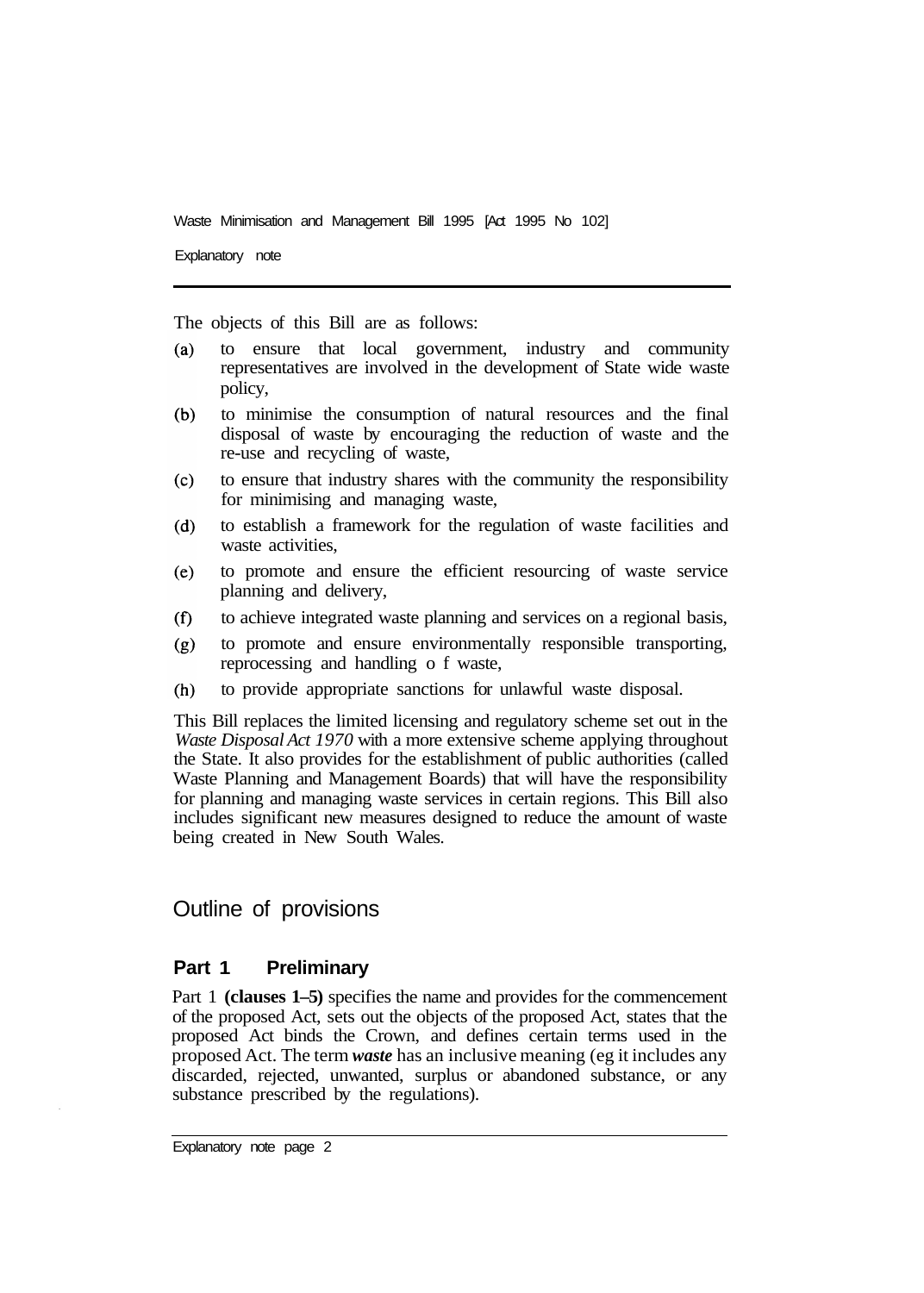The objects of this Bill are as follows:

(a) to ensure that local government, industry and community representatives are involved in the development of State wide waste policy,

(b) to minimise the consumption of natural resources and the final disposal of waste by encouraging the reduction of waste and the re-use and recycling of waste,

(c) to ensure that industry shares with the community the responsibility for minimising and managing waste,

(d) to establish a framework for the regulation of waste facilities and waste activities,

(e) to promote and ensure the efficient resourcing of waste service planning and delivery,

(f) to achieve integrated waste planning and services on a regional basis,

(g) to promote and ensure environmentally responsible transporting, reprocessing and handling of waste,

(h) to provide appropriate sanctions for unlawful waste disposal.

This Bill replaces the limited licensing and regulatory scheme set out in the *Waste Disposal Act 1970* with a more extensive scheme applying throughout the State. It also provides for the establishment of public authorities (called Waste Planning and Management Boards) that will have the responsibility for planning and managing waste services in certain regions. This Bill also includes significant new measures designed to reduce the amount of waste being created in New South Wales.

## Outline of provisions

### Part 1 Preliminary

Part 1 **(clauses 1–5)** specifies the name and provides for the commencement of the proposed Act, sets out the objects of the proposed Act, states that the proposed Act binds the Crown, and defines certain terms used in the proposed Act. The term ***waste*** has an inclusive meaning (eg it includes any discarded, rejected, unwanted, surplus or abandoned substance, or any substance prescribed by the regulations).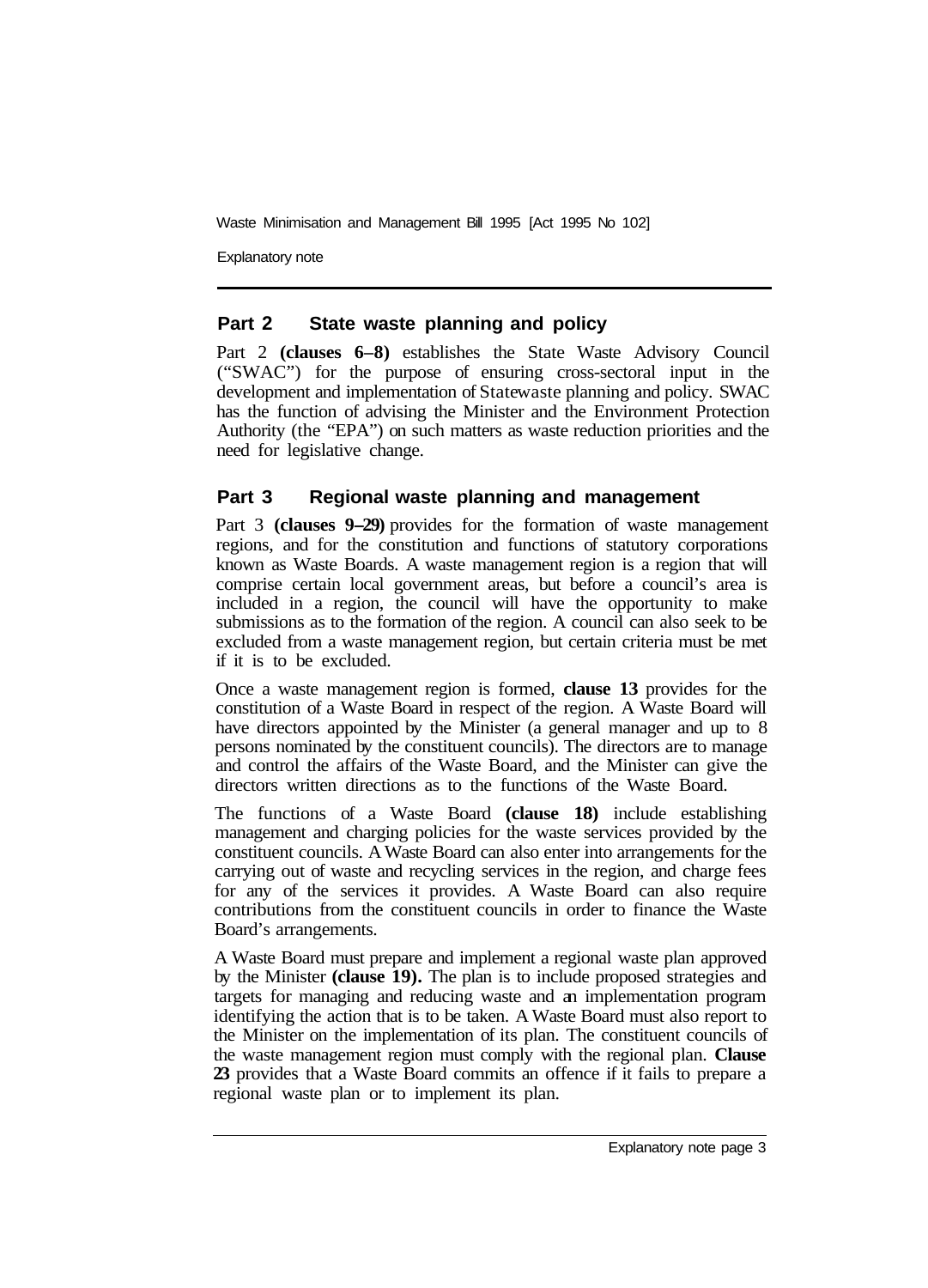## Part 2 State waste planning and policy

Part 2 **(clauses 6–8)** establishes the State Waste Advisory Council ("SWAC") for the purpose of ensuring cross-sectoral input in the development and implementation of Statewaste planning and policy. SWAC has the function of advising the Minister and the Environment Protection Authority (the "EPA") on such matters as waste reduction priorities and the need for legislative change.

## Part 3 Regional waste planning and management

Part 3 **(clauses 9–29)** provides for the formation of waste management regions, and for the constitution and functions of statutory corporations known as Waste Boards. A waste management region is a region that will comprise certain local government areas, but before a council's area is included in a region, the council will have the opportunity to make submissions as to the formation of the region. A council can also seek to be excluded from a waste management region, but certain criteria must be met if it is to be excluded.

Once a waste management region is formed, **clause 13** provides for the constitution of a Waste Board in respect of the region. A Waste Board will have directors appointed by the Minister (a general manager and up to 8 persons nominated by the constituent councils). The directors are to manage and control the affairs of the Waste Board, and the Minister can give the directors written directions as to the functions of the Waste Board.

The functions of a Waste Board **(clause 18)** include establishing management and charging policies for the waste services provided by the constituent councils. A Waste Board can also enter into arrangements for the carrying out of waste and recycling services in the region, and charge fees for any of the services it provides. A Waste Board can also require contributions from the constituent councils in order to finance the Waste Board's arrangements.

A Waste Board must prepare and implement a regional waste plan approved by the Minister **(clause 19).** The plan is to include proposed strategies and targets for managing and reducing waste and an implementation program identifying the action that is to be taken. A Waste Board must also report to the Minister on the implementation of its plan. The constituent councils of the waste management region must comply with the regional plan. **Clause 23** provides that a Waste Board commits an offence if it fails to prepare a regional waste plan or to implement its plan.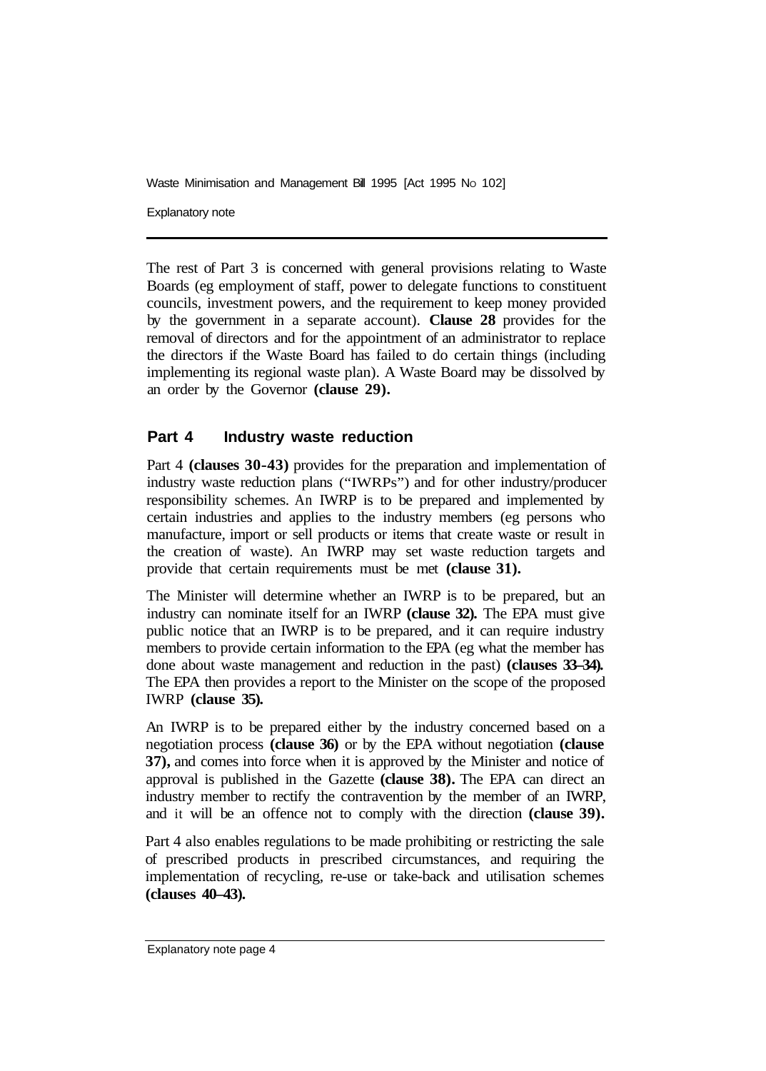The rest of Part 3 is concerned with general provisions relating to Waste Boards (eg employment of staff, power to delegate functions to constituent councils, investment powers, and the requirement to keep money provided by the government in a separate account). **Clause 28** provides for the removal of directors and for the appointment of an administrator to replace the directors if the Waste Board has failed to do certain things (including implementing its regional waste plan). A Waste Board may be dissolved by an order by the Governor **(clause 29).**

## Part 4 Industry waste reduction

Part 4 **(clauses 30-43)** provides for the preparation and implementation of industry waste reduction plans ("IWRPs") and for other industry/producer responsibility schemes. An IWRP is to be prepared and implemented by certain industries and applies to the industry members (eg persons who manufacture, import or sell products or items that create waste or result in the creation of waste). An IWRP may set waste reduction targets and provide that certain requirements must be met **(clause 31).**

The Minister will determine whether an IWRP is to be prepared, but an industry can nominate itself for an IWRP **(clause 32).** The EPA must give public notice that an IWRP is to be prepared, and it can require industry members to provide certain information to the EPA (eg what the member has done about waste management and reduction in the past) **(clauses 33–34).** The EPA then provides a report to the Minister on the scope of the proposed IWRP **(clause 35).**

An IWRP is to be prepared either by the industry concerned based on a negotiation process **(clause 36)** or by the EPA without negotiation **(clause 37),** and comes into force when it is approved by the Minister and notice of approval is published in the Gazette **(clause 38).** The EPA can direct an industry member to rectify the contravention by the member of an IWRP, and it will be an offence not to comply with the direction **(clause 39).**

Part 4 also enables regulations to be made prohibiting or restricting the sale of prescribed products in prescribed circumstances, and requiring the implementation of recycling, re-use or take-back and utilisation schemes **(clauses 40–43).**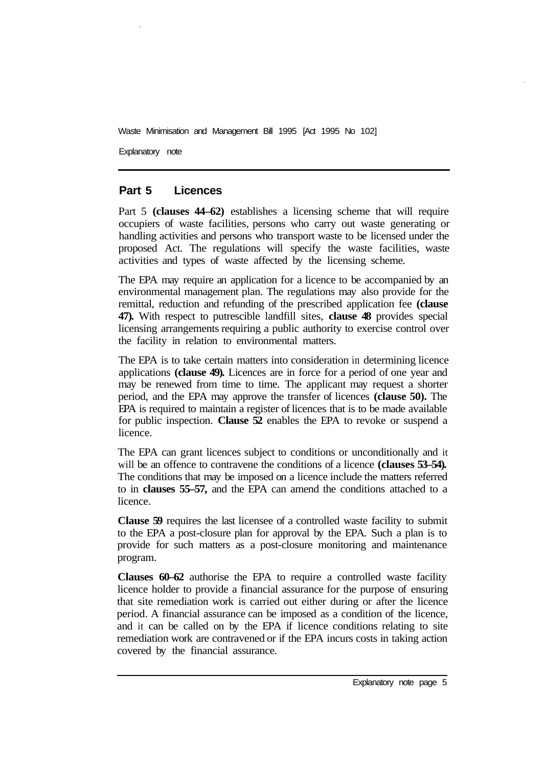## Part 5 Licences

Part 5 **(clauses 44–62)** establishes a licensing scheme that will require occupiers of waste facilities, persons who carry out waste generating or handling activities and persons who transport waste to be licensed under the proposed Act. The regulations will specify the waste facilities, waste activities and types of waste affected by the licensing scheme.

The EPA may require an application for a licence to be accompanied by an environmental management plan. The regulations may also provide for the remittal, reduction and refunding of the prescribed application fee **(clause 47).** With respect to putrescible landfill sites, **clause 48** provides special licensing arrangements requiring a public authority to exercise control over the facility in relation to environmental matters.

The EPA is to take certain matters into consideration in determining licence applications **(clause 49).** Licences are in force for a period of one year and may be renewed from time to time. The applicant may request a shorter period, and the EPA may approve the transfer of licences **(clause 50).** The EPA is required to maintain a register of licences that is to be made available for public inspection. **Clause 52** enables the EPA to revoke or suspend a licence.

The EPA can grant licences subject to conditions or unconditionally and it will be an offence to contravene the conditions of a licence **(clauses 53–54).** The conditions that may be imposed on a licence include the matters referred to in **clauses 55–57,** and the EPA can amend the conditions attached to a licence.

**Clause 59** requires the last licensee of a controlled waste facility to submit to the EPA a post-closure plan for approval by the EPA. Such a plan is to provide for such matters as a post-closure monitoring and maintenance program.

**Clauses 60–62** authorise the EPA to require a controlled waste facility licence holder to provide a financial assurance for the purpose of ensuring that site remediation work is carried out either during or after the licence period. A financial assurance can be imposed as a condition of the licence, and it can be called on by the EPA if licence conditions relating to site remediation work are contravened or if the EPA incurs costs in taking action covered by the financial assurance.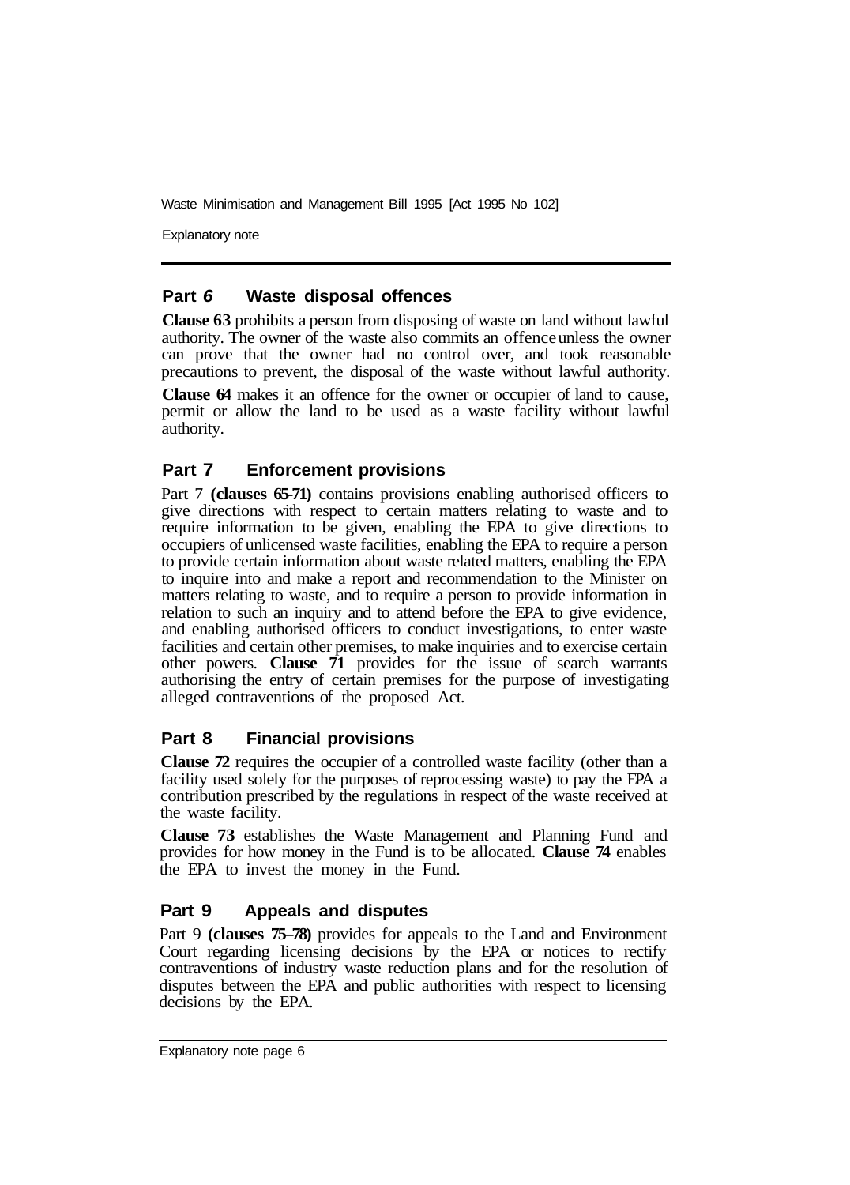## Part 6 Waste disposal offences

**Clause 63** prohibits a person from disposing of waste on land without lawful authority. The owner of the waste also commits an offence unless the owner can prove that the owner had no control over, and took reasonable precautions to prevent, the disposal of the waste without lawful authority.

**Clause 64** makes it an offence for the owner or occupier of land to cause, permit or allow the land to be used as a waste facility without lawful authority.

## Part 7 Enforcement provisions

Part 7 **(clauses 65-71)** contains provisions enabling authorised officers to give directions with respect to certain matters relating to waste and to require information to be given, enabling the EPA to give directions to occupiers of unlicensed waste facilities, enabling the EPA to require a person to provide certain information about waste related matters, enabling the EPA to inquire into and make a report and recommendation to the Minister on matters relating to waste, and to require a person to provide information in relation to such an inquiry and to attend before the EPA to give evidence, and enabling authorised officers to conduct investigations, to enter waste facilities and certain other premises, to make inquiries and to exercise certain other powers. **Clause 71** provides for the issue of search warrants authorising the entry of certain premises for the purpose of investigating alleged contraventions of the proposed Act.

## Part 8 Financial provisions

**Clause 72** requires the occupier of a controlled waste facility (other than a facility used solely for the purposes of reprocessing waste) to pay the EPA a contribution prescribed by the regulations in respect of the waste received at the waste facility.

**Clause 73** establishes the Waste Management and Planning Fund and provides for how money in the Fund is to be allocated. **Clause 74** enables the EPA to invest the money in the Fund.

## Part 9 Appeals and disputes

Part 9 **(clauses 75–78)** provides for appeals to the Land and Environment Court regarding licensing decisions by the EPA or notices to rectify contraventions of industry waste reduction plans and for the resolution of disputes between the EPA and public authorities with respect to licensing decisions by the EPA.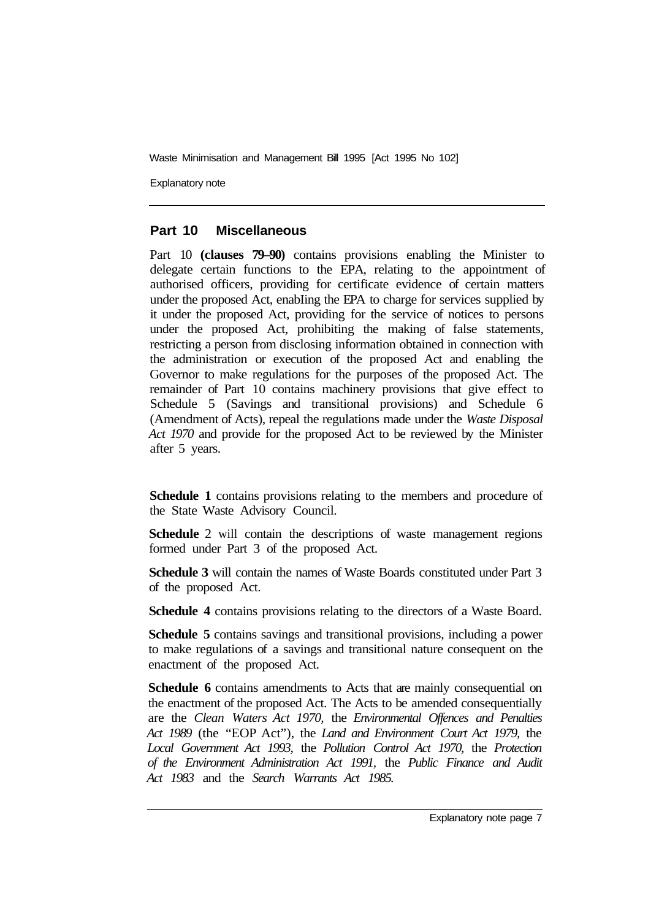## Part 10 Miscellaneous

Part 10 **(clauses 79–90)** contains provisions enabling the Minister to delegate certain functions to the EPA, relating to the appointment of authorised officers, providing for certificate evidence of certain matters under the proposed Act, enabling the EPA to charge for services supplied by it under the proposed Act, providing for the service of notices to persons under the proposed Act, prohibiting the making of false statements, restricting a person from disclosing information obtained in connection with the administration or execution of the proposed Act and enabling the Governor to make regulations for the purposes of the proposed Act. The remainder of Part 10 contains machinery provisions that give effect to Schedule 5 (Savings and transitional provisions) and Schedule 6 (Amendment of Acts), repeal the regulations made under the *Waste Disposal Act 1970* and provide for the proposed Act to be reviewed by the Minister after 5 years.

**Schedule 1** contains provisions relating to the members and procedure of the State Waste Advisory Council.

**Schedule** 2 will contain the descriptions of waste management regions formed under Part 3 of the proposed Act.

**Schedule 3** will contain the names of Waste Boards constituted under Part 3 of the proposed Act.

**Schedule 4** contains provisions relating to the directors of a Waste Board.

**Schedule 5** contains savings and transitional provisions, including a power to make regulations of a savings and transitional nature consequent on the enactment of the proposed Act.

**Schedule 6** contains amendments to Acts that are mainly consequential on the enactment of the proposed Act. The Acts to be amended consequentially are the *Clean Waters Act 1970*, the *Environmental Offences and Penalties Act 1989* (the "EOP Act"), the *Land and Environment Court Act 1979*, the *Local Government Act 1993*, the *Pollution Control Act 1970*, the *Protection of the Environment Administration Act 1991*, the *Public Finance and Audit Act 1983* and the *Search Warrants Act 1985*.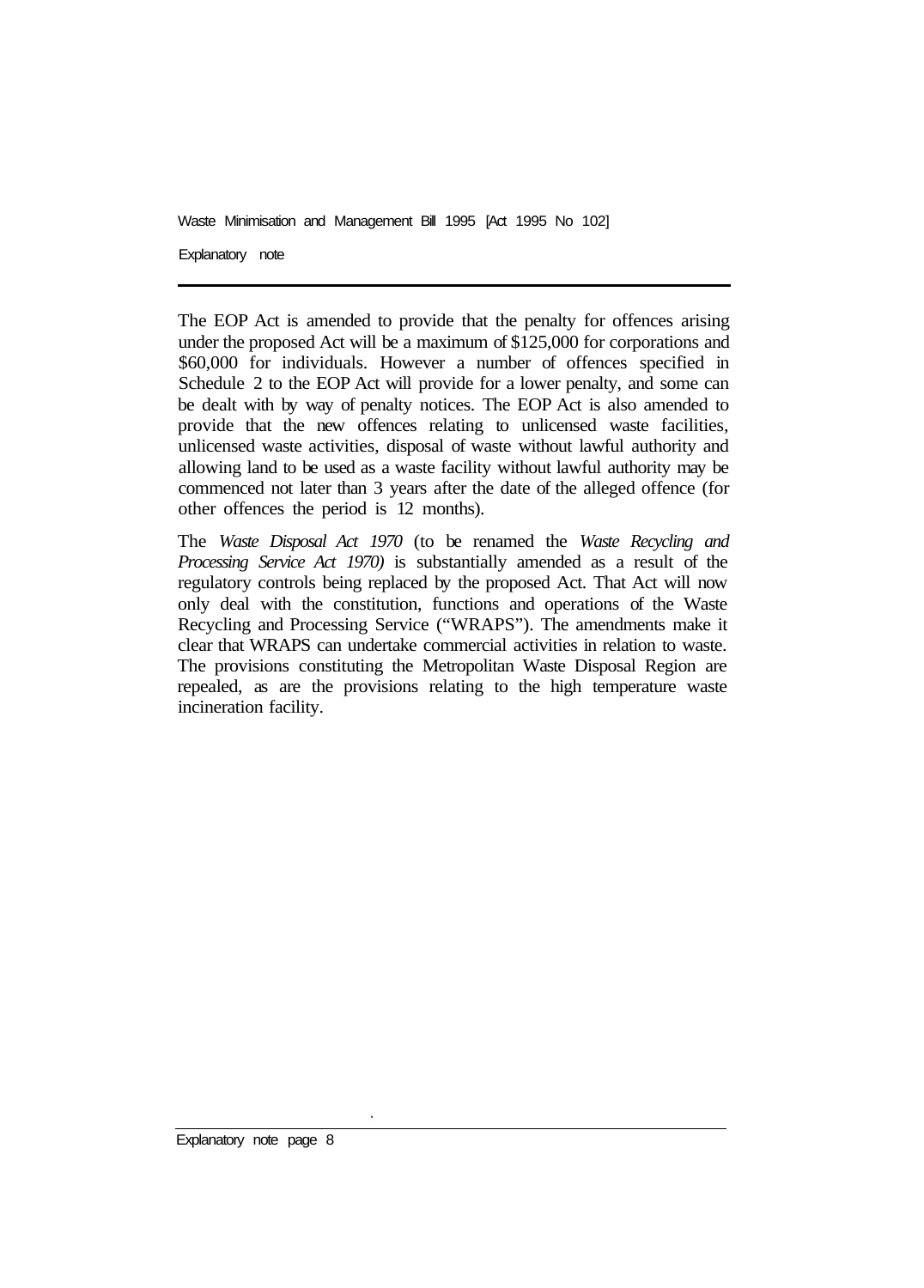The EOP Act is amended to provide that the penalty for offences arising under the proposed Act will be a maximum of $125,000 for corporations and $60,000 for individuals. However a number of offences specified in Schedule 2 to the EOP Act will provide for a lower penalty, and some can be dealt with by way of penalty notices. The EOP Act is also amended to provide that the new offences relating to unlicensed waste facilities, unlicensed waste activities, disposal of waste without lawful authority and allowing land to be used as a waste facility without lawful authority may be commenced not later than 3 years after the date of the alleged offence (for other offences the period is 12 months).

The *Waste Disposal Act 1970* (to be renamed the *Waste Recycling and Processing Service Act 1970)* is substantially amended as a result of the regulatory controls being replaced by the proposed Act. That Act will now only deal with the constitution, functions and operations of the Waste Recycling and Processing Service ("WRAPS"). The amendments make it clear that WRAPS can undertake commercial activities in relation to waste. The provisions constituting the Metropolitan Waste Disposal Region are repealed, as are the provisions relating to the high temperature waste incineration facility.